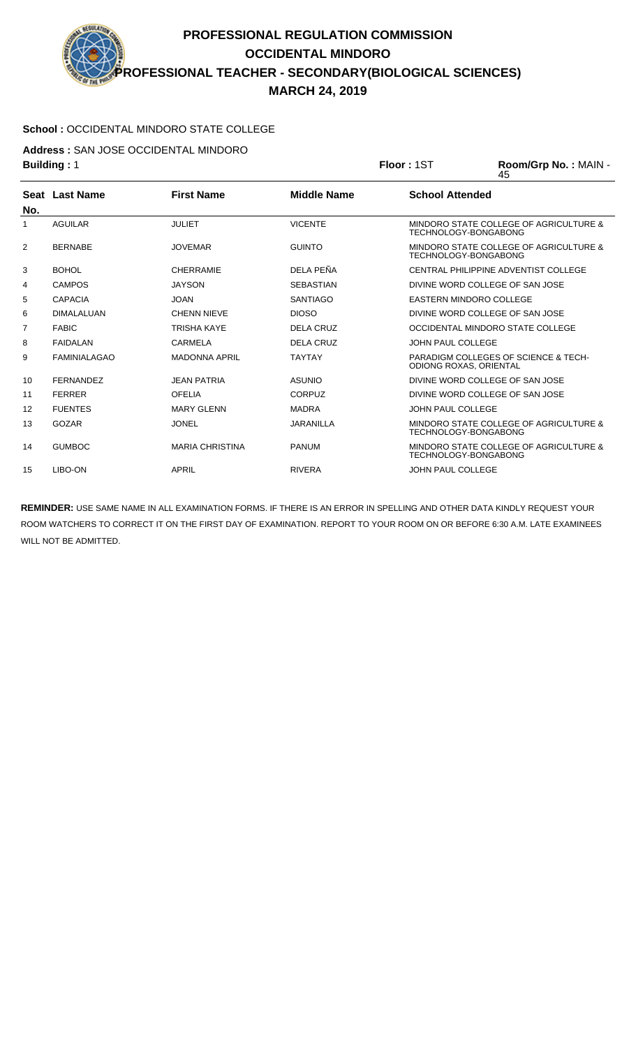# PROFESSIONAL REGULATION COMMISSION
## OCCIDENTAL MINDORO
## PROFESSIONAL TEACHER - SECONDARY(BIOLOGICAL SCIENCES)
## MARCH 24, 2019

**School :** OCCIDENTAL MINDORO STATE COLLEGE

**Address :** SAN JOSE OCCIDENTAL MINDORO

**Building :** 1 **Floor :** 1ST **Room/Grp No. :** MAIN - 45

| Seat No. | Last Name | First Name | Middle Name | School Attended |
|---|---|---|---|---|
| 1 | AGUILAR | JULIET | VICENTE | MINDORO STATE COLLEGE OF AGRICULTURE & TECHNOLOGY-BONGABONG |
| 2 | BERNABE | JOVEMAR | GUINTO | MINDORO STATE COLLEGE OF AGRICULTURE & TECHNOLOGY-BONGABONG |
| 3 | BOHOL | CHERRAMIE | DELA PEÑA | CENTRAL PHILIPPINE ADVENTIST COLLEGE |
| 4 | CAMPOS | JAYSON | SEBASTIAN | DIVINE WORD COLLEGE OF SAN JOSE |
| 5 | CAPACIA | JOAN | SANTIAGO | EASTERN MINDORO COLLEGE |
| 6 | DIMALALUAN | CHENN NIEVE | DIOSO | DIVINE WORD COLLEGE OF SAN JOSE |
| 7 | FABIC | TRISHA KAYE | DELA CRUZ | OCCIDENTAL MINDORO STATE COLLEGE |
| 8 | FAIDALAN | CARMELA | DELA CRUZ | JOHN PAUL COLLEGE |
| 9 | FAMINIALAGAO | MADONNA APRIL | TAYTAY | PARADIGM COLLEGES OF SCIENCE & TECH-ODIONG ROXAS, ORIENTAL |
| 10 | FERNANDEZ | JEAN PATRIA | ASUNIO | DIVINE WORD COLLEGE OF SAN JOSE |
| 11 | FERRER | OFELIA | CORPUZ | DIVINE WORD COLLEGE OF SAN JOSE |
| 12 | FUENTES | MARY GLENN | MADRA | JOHN PAUL COLLEGE |
| 13 | GOZAR | JONEL | JARANILLA | MINDORO STATE COLLEGE OF AGRICULTURE & TECHNOLOGY-BONGABONG |
| 14 | GUMBOC | MARIA CHRISTINA | PANUM | MINDORO STATE COLLEGE OF AGRICULTURE & TECHNOLOGY-BONGABONG |
| 15 | LIBO-ON | APRIL | RIVERA | JOHN PAUL COLLEGE |

**REMINDER:** USE SAME NAME IN ALL EXAMINATION FORMS. IF THERE IS AN ERROR IN SPELLING AND OTHER DATA KINDLY REQUEST YOUR ROOM WATCHERS TO CORRECT IT ON THE FIRST DAY OF EXAMINATION. REPORT TO YOUR ROOM ON OR BEFORE 6:30 A.M. LATE EXAMINEES WILL NOT BE ADMITTED.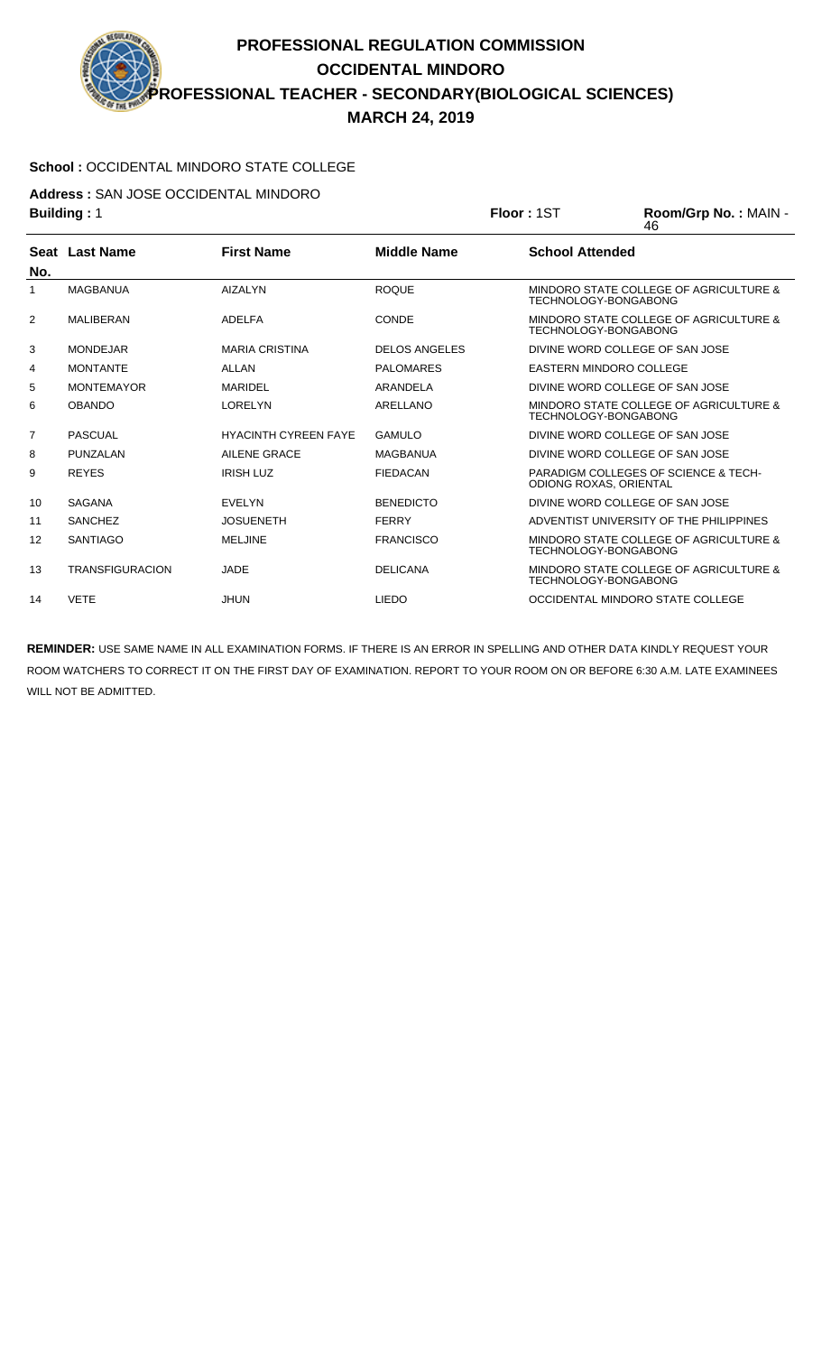# PROFESSIONAL REGULATION COMMISSION
## OCCIDENTAL MINDORO
## PROFESSIONAL TEACHER - SECONDARY(BIOLOGICAL SCIENCES)
## MARCH 24, 2019

**School :** OCCIDENTAL MINDORO STATE COLLEGE

**Address :** SAN JOSE OCCIDENTAL MINDORO

**Building :** 1 **Floor :** 1ST **Room/Grp No. :** MAIN - 46

| Seat No. | Last Name | First Name | Middle Name | School Attended |
|---|---|---|---|---|
| 1 | MAGBANUA | AIZALYN | ROQUE | MINDORO STATE COLLEGE OF AGRICULTURE & TECHNOLOGY-BONGABONG |
| 2 | MALIBERAN | ADELFA | CONDE | MINDORO STATE COLLEGE OF AGRICULTURE & TECHNOLOGY-BONGABONG |
| 3 | MONDEJAR | MARIA CRISTINA | DELOS ANGELES | DIVINE WORD COLLEGE OF SAN JOSE |
| 4 | MONTANTE | ALLAN | PALOMARES | EASTERN MINDORO COLLEGE |
| 5 | MONTEMAYOR | MARIDEL | ARANDELA | DIVINE WORD COLLEGE OF SAN JOSE |
| 6 | OBANDO | LORELYN | ARELLANO | MINDORO STATE COLLEGE OF AGRICULTURE & TECHNOLOGY-BONGABONG |
| 7 | PASCUAL | HYACINTH CYREEN FAYE | GAMULO | DIVINE WORD COLLEGE OF SAN JOSE |
| 8 | PUNZALAN | AILENE GRACE | MAGBANUA | DIVINE WORD COLLEGE OF SAN JOSE |
| 9 | REYES | IRISH LUZ | FIEDACAN | PARADIGM COLLEGES OF SCIENCE & TECH-ODIONG ROXAS, ORIENTAL |
| 10 | SAGANA | EVELYN | BENEDICTO | DIVINE WORD COLLEGE OF SAN JOSE |
| 11 | SANCHEZ | JOSUENETH | FERRY | ADVENTIST UNIVERSITY OF THE PHILIPPINES |
| 12 | SANTIAGO | MELJINE | FRANCISCO | MINDORO STATE COLLEGE OF AGRICULTURE & TECHNOLOGY-BONGABONG |
| 13 | TRANSFIGURACION | JADE | DELICANA | MINDORO STATE COLLEGE OF AGRICULTURE & TECHNOLOGY-BONGABONG |
| 14 | VETE | JHUN | LIEDO | OCCIDENTAL MINDORO STATE COLLEGE |

**REMINDER:** USE SAME NAME IN ALL EXAMINATION FORMS. IF THERE IS AN ERROR IN SPELLING AND OTHER DATA KINDLY REQUEST YOUR ROOM WATCHERS TO CORRECT IT ON THE FIRST DAY OF EXAMINATION. REPORT TO YOUR ROOM ON OR BEFORE 6:30 A.M. LATE EXAMINEES WILL NOT BE ADMITTED.